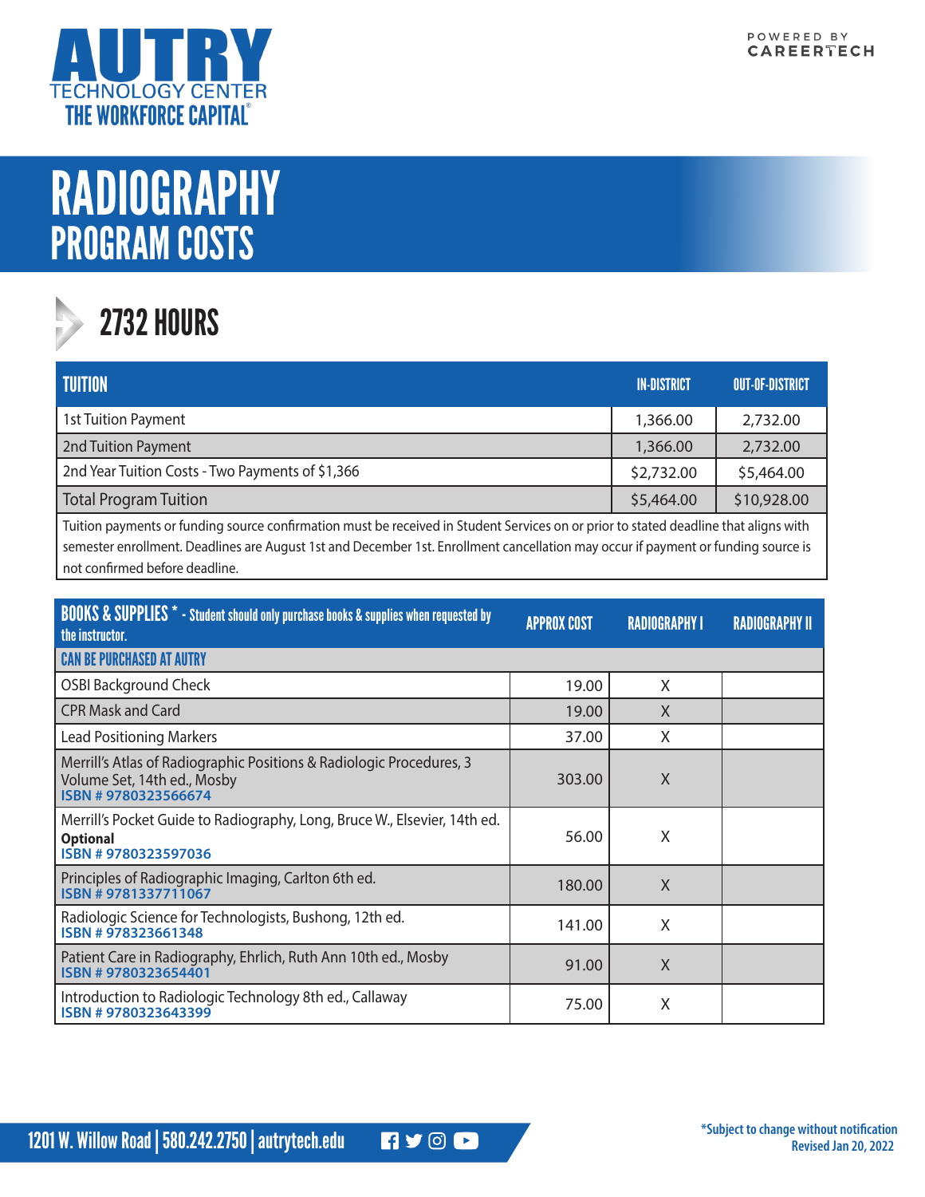AUTRY TECHNOLOGY CENTER
THE WORKFORCE CAPITAL®

POWERED BY CAREERTECH

# RADIOGRAPHY
## PROGRAM COSTS

### 2732 HOURS

| TUITION | IN-DISTRICT | OUT-OF-DISTRICT |
|---|---|---|
| 1st Tuition Payment | 1,366.00 | 2,732.00 |
| 2nd Tuition Payment | 1,366.00 | 2,732.00 |
| 2nd Year Tuition Costs - Two Payments of $1,366 | $2,732.00 | $5,464.00 |
| Total Program Tuition | $5,464.00 | $10,928.00 |
| Tuition payments or funding source confirmation must be received in Student Services on or prior to stated deadline that aligns with semester enrollment. Deadlines are August 1st and December 1st. Enrollment cancellation may occur if payment or funding source is not confirmed before deadline. | | |

| BOOKS & SUPPLIES * - Student should only purchase books & supplies when requested by the instructor. | APPROX COST | RADIOGRAPHY I | RADIOGRAPHY II |
|---|---|---|---|
| **CAN BE PURCHASED AT AUTRY** | | | |
| OSBI Background Check | 19.00 | X | |
| CPR Mask and Card | 19.00 | X | |
| Lead Positioning Markers | 37.00 | X | |
| Merrill's Atlas of Radiographic Positions & Radiologic Procedures, 3 Volume Set, 14th ed., Mosby ISBN # 9780323566674 | 303.00 | X | |
| Merrill's Pocket Guide to Radiography, Long, Bruce W., Elsevier, 14th ed. **Optional** ISBN # 9780323597036 | 56.00 | X | |
| Principles of Radiographic Imaging, Carlton 6th ed. ISBN # 9781337711067 | 180.00 | X | |
| Radiologic Science for Technologists, Bushong, 12th ed. ISBN # 978323661348 | 141.00 | X | |
| Patient Care in Radiography, Ehrlich, Ruth Ann 10th ed., Mosby ISBN # 9780323654401 | 91.00 | X | |
| Introduction to Radiologic Technology 8th ed., Callaway ISBN # 9780323643399 | 75.00 | X | |

1201 W. Willow Road | 580.242.2750 | autrytech.edu

*Subject to change without notification
Revised Jan 20, 2022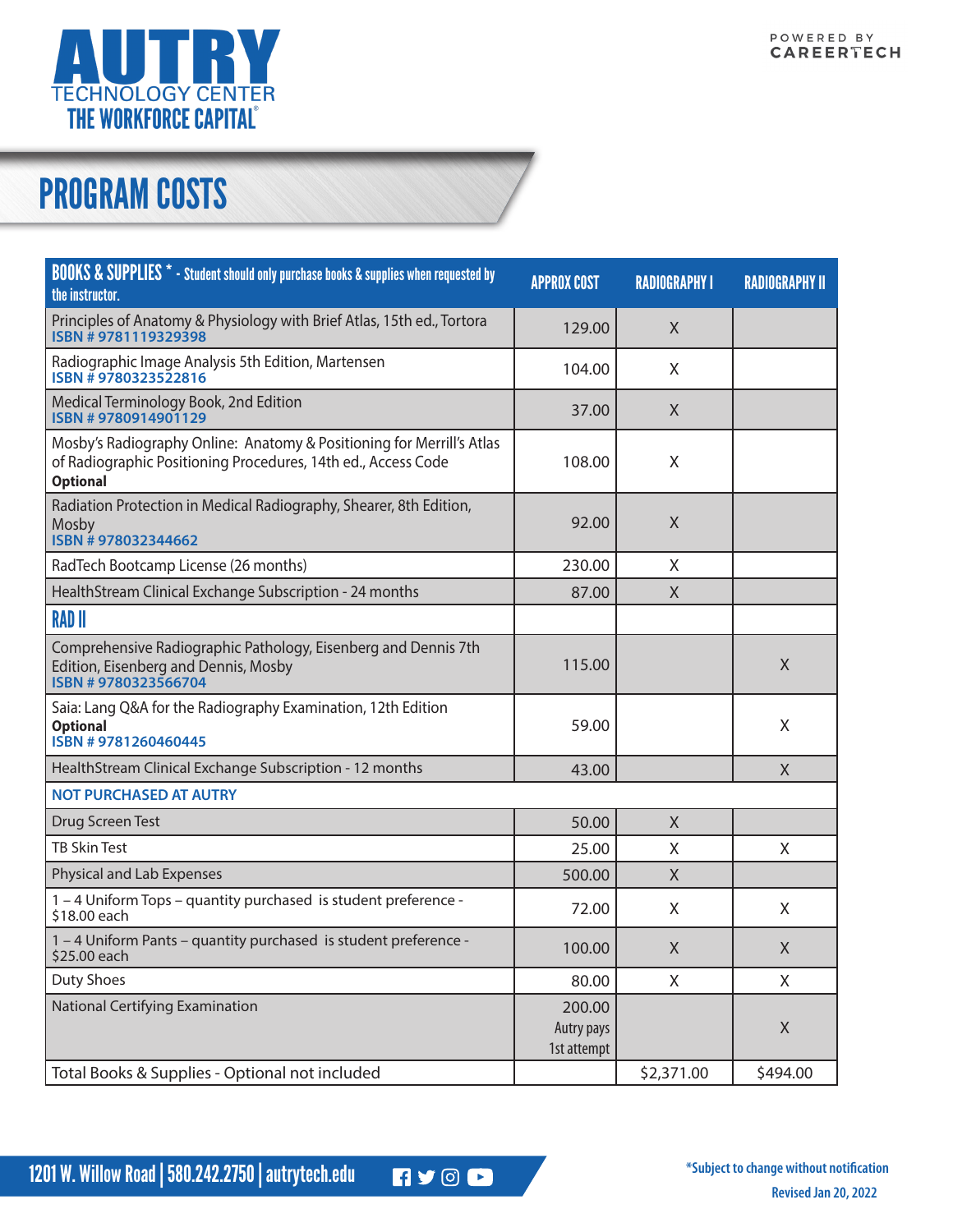# PROGRAM COSTS

| BOOKS & SUPPLIES * - Student should only purchase books & supplies when requested by the instructor. | APPROX COST | RADIOGRAPHY I | RADIOGRAPHY II |
|---|---|---|---|
| Principles of Anatomy & Physiology with Brief Atlas, 15th ed., Tortora ISBN # 9781119329398 | 129.00 | X | |
| Radiographic Image Analysis 5th Edition, Martensen ISBN # 9780323522816 | 104.00 | X | |
| Medical Terminology Book, 2nd Edition ISBN # 9780914901129 | 37.00 | X | |
| Mosby's Radiography Online: Anatomy & Positioning for Merrill's Atlas of Radiographic Positioning Procedures, 14th ed., Access Code **Optional** | 108.00 | X | |
| Radiation Protection in Medical Radiography, Shearer, 8th Edition, Mosby ISBN # 978032344662 | 92.00 | X | |
| RadTech Bootcamp License (26 months) | 230.00 | X | |
| HealthStream Clinical Exchange Subscription - 24 months | 87.00 | X | |
| **RAD II** | | | |
| Comprehensive Radiographic Pathology, Eisenberg and Dennis 7th Edition, Eisenberg and Dennis, Mosby ISBN # 9780323566704 | 115.00 | | X |
| Saia: Lang Q&A for the Radiography Examination, 12th Edition **Optional** ISBN # 9781260460445 | 59.00 | | X |
| HealthStream Clinical Exchange Subscription - 12 months | 43.00 | | X |
| **NOT PURCHASED AT AUTRY** | | | |
| Drug Screen Test | 50.00 | X | |
| TB Skin Test | 25.00 | X | X |
| Physical and Lab Expenses | 500.00 | X | |
| 1 – 4 Uniform Tops – quantity purchased is student preference - $18.00 each | 72.00 | X | X |
| 1 – 4 Uniform Pants – quantity purchased is student preference - $25.00 each | 100.00 | X | X |
| Duty Shoes | 80.00 | X | X |
| National Certifying Examination | 200.00 Autry pays 1st attempt | | X |
| Total Books & Supplies - Optional not included | | $2,371.00 | $494.00 |

1201 W. Willow Road | 580.242.2750 | autrytech.edu

*Subject to change without notification

Revised Jan 20, 2022